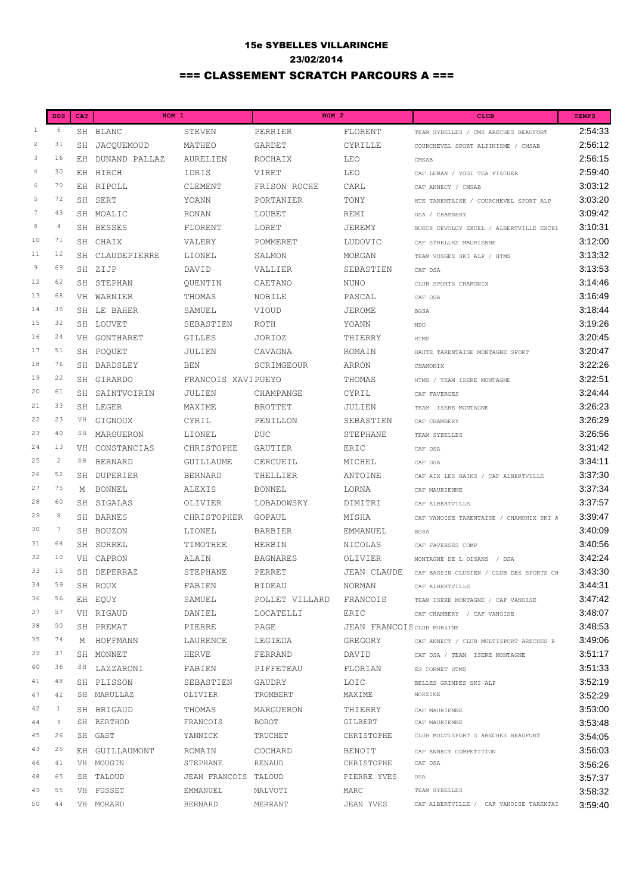# 15e SYBELLES VILLARINCHE

## 23/02/2014

## === CLASSEMENT SCRATCH PARCOURS A ===

| | DOS | CAT | NOM 1 | | NOM 2 | | CLUB | TEMPS |
|---|---|---|---|---|---|---|---|---|
| 1 | 6 | SH | BLANC | STEVEN | PERRIER | FLORENT | TEAM SYBELLES / CMS ARECHES BEAUFORT | 2:54:33 |
| 2 | 31 | SH | JACQUEMOUD | MATHEO | GARDET | CYRILLE | COURCHEVEL SPORT ALPINISME / CMSAB | 2:56:12 |
| 3 | 16 | EH | DUNAND PALLAZ | AURELIEN | ROCHAIX | LEO | CMSAB | 2:56:15 |
| 4 | 30 | EH | HIRCH | IDRIS | VIRET | LEO | CAF LEMAN / YOGI TEA FISCHER | 2:59:40 |
| 6 | 70 | EH | RIPOLL | CLEMENT | FRISON ROCHE | CARL | CAF ANNECY / CMSAB | 3:03:12 |
| 5 | 72 | SH | SERT | YOANN | PORTANIER | TONY | HTE TARENTAISE / COURCHEVEL SPORT ALP | 3:03:20 |
| 7 | 43 | SH | MOALIC | RONAN | LOUBET | REMI | DSA / CHAMBERY | 3:09:42 |
| 8 | 4 | SH | BESSES | FLORENT | LORET | JEREMY | BUECH DEVOLUY EXCEL / ALBERTVILLE EXCEL | 3:10:31 |
| 10 | 71 | SH | CHAIX | VALERY | POMMERET | LUDOVIC | CAF SYBELLES MAURIENNE | 3:12:00 |
| 11 | 12 | SH | CLAUDEPIERRE | LIONEL | SALMON | MORGAN | TEAM VOSGES SKI ALP / HTMS | 3:13:32 |
| 9 | 69 | SH | ZIJP | DAVID | VALLIER | SEBASTIEN | CAF DSA | 3:13:53 |
| 12 | 62 | SH | STEPHAN | QUENTIN | CAETANO | NUNO | CLUB SPORTS CHAMONIX | 3:14:46 |
| 13 | 68 | VH | WARNIER | THOMAS | NOBILE | PASCAL | CAF DSA | 3:16:49 |
| 14 | 35 | SH | LE BAHER | SAMUEL | VIOUD | JEROME | BGSA | 3:18:44 |
| 15 | 32 | SH | LOUVET | SEBASTIEN | ROTH | YOANN | MDO | 3:19:26 |
| 16 | 24 | VH | GONTHARET | GILLES | JORIOZ | THIERRY | HTMS | 3:20:45 |
| 17 | 51 | SH | POQUET | JULIEN | CAVAGNA | ROMAIN | HAUTE TARENTAISE MONTAGNE SPORT | 3:20:47 |
| 18 | 76 | SH | BARDSLEY | BEN | SCRIMGEOUR | ARRON | CHAMONIX | 3:22:26 |
| 19 | 22 | SH | GIRARDO | FRANCOIS XAVI | PUEYO | THOMAS | HTMS / TEAM ISERE MONTAGNE | 3:22:51 |
| 20 | 61 | SH | SAINTVOIRIN | JULIEN | CHAMPANGE | CYRIL | CAF FAVERGES | 3:24:44 |
| 21 | 33 | SH | LEGER | MAXIME | BROTTET | JULIEN | TEAM ISERE MONTAGNE | 3:26:23 |
| 22 | 23 | VH | GIGNOUX | CYRIL | PENILLON | SEBASTIEN | CAF CHAMBERY | 3:26:29 |
| 23 | 40 | SH | MARGUERON | LIONEL | DUC | STEPHANE | TEAM SYBELLES | 3:26:56 |
| 24 | 13 | VH | CONSTANCIAS | CHRISTOPHE | GAUTIER | ERIC | CAF DSA | 3:31:42 |
| 25 | 2 | SH | BERNARD | GUILLAUME | CERCUEIL | MICHEL | CAF DSA | 3:34:11 |
| 26 | 52 | SH | DUPERIER | BERNARD | THELLIER | ANTOINE | CAF AIX LES BAINS / CAF ALBERTVILLE | 3:37:30 |
| 27 | 75 | M | BONNEL | ALEXIS | BONNEL | LORNA | CAF MAURIENNE | 3:37:34 |
| 28 | 60 | SH | SIGALAS | OLIVIER | LOBADOWSKY | DIMITRI | CAF ALBERTVILLE | 3:37:57 |
| 29 | 8 | SH | BARNES | CHRISTOPHER | GOPAUL | MISHA | CAF VANOISE TARENTAISE / CHAMONIX SKI A | 3:39:47 |
| 30 | 7 | SH | BOUZON | LIONEL | BARBIER | EMMANUEL | BGSA | 3:40:09 |
| 31 | 64 | SH | SORREL | TIMOTHEE | HERBIN | NICOLAS | CAF FAVERGES COMP | 3:40:56 |
| 32 | 10 | VH | CAPRON | ALAIN | BAGNARES | OLIVIER | MONTAGNE DE L OISANS / DSA | 3:42:24 |
| 33 | 15 | SH | DEPERRAZ | STEPHANE | PERRET | JEAN CLAUDE | CAF BASSIN CLUSIEN / CLUB DES SPORTS CH | 3:43:30 |
| 34 | 59 | SH | ROUX | FABIEN | BIDEAU | NORMAN | CAF ALBERTVILLE | 3:44:31 |
| 36 | 56 | EH | EQUY | SAMUEL | POLLET VILLARD | FRANCOIS | TEAM ISERE MONTAGNE / CAF VANOISE | 3:47:42 |
| 37 | 57 | VH | RIGAUD | DANIEL | LOCATELLI | ERIC | CAF CHAMBERY / CAF VANOISE | 3:48:07 |
| 38 | 50 | SH | PREMAT | PIERRE | PAGE | JEAN FRANCOIS | CLUB MORZINE | 3:48:53 |
| 35 | 74 | M | HOFFMANN | LAURENCE | LEGIEDA | GREGORY | CAF ANNECY / CLUB MULTISPORT ARECHES B | 3:49:06 |
| 39 | 37 | SH | MONNET | HERVE | FERRAND | DAVID | CAF DSA / TEAM ISERE MONTAGNE | 3:51:17 |
| 40 | 36 | SH | LAZZARONI | FABIEN | PIFFETEAU | FLORIAN | ES CORMET HTMS | 3:51:33 |
| 41 | 48 | SH | PLISSON | SEBASTIEN | GAUDRY | LOIC | BELLES GRIMPES SKI ALP | 3:52:19 |
| 47 | 42 | SH | MARULLAZ | OLIVIER | TROMBERT | MAXIME | MORZINE | 3:52:29 |
| 42 | 1 | SH | BRIGAUD | THOMAS | MARGUERON | THIERRY | CAF MAURIENNE | 3:53:00 |
| 44 | 9 | SH | BERTHOD | FRANCOIS | BOROT | GILBERT | CAF MAURIENNE | 3:53:48 |
| 45 | 26 | SH | GAST | YANNICK | TRUCHET | CHRISTOPHE | CLUB MULTISPORT S ARECHES BEAUFORT | 3:54:05 |
| 43 | 25 | EH | GUILLAUMONT | ROMAIN | COCHARD | BENOIT | CAF ANNECY COMPETITION | 3:56:03 |
| 46 | 41 | VH | MOUGIN | STEPHANE | RENAUD | CHRISTOPHE | CAF DSA | 3:56:26 |
| 48 | 65 | SH | TALOUD | JEAN FRANCOIS | TALOUD | PIERRE YVES | DSA | 3:57:37 |
| 49 | 55 | VH | PUSSET | EMMANUEL | MALVOTI | MARC | TEAM SYBELLES | 3:58:32 |
| 50 | 44 | VH | MORARD | BERNARD | MERRANT | JEAN YVES | CAF ALBERTVILLE / CAF VANOISE TARENTAI | 3:59:40 |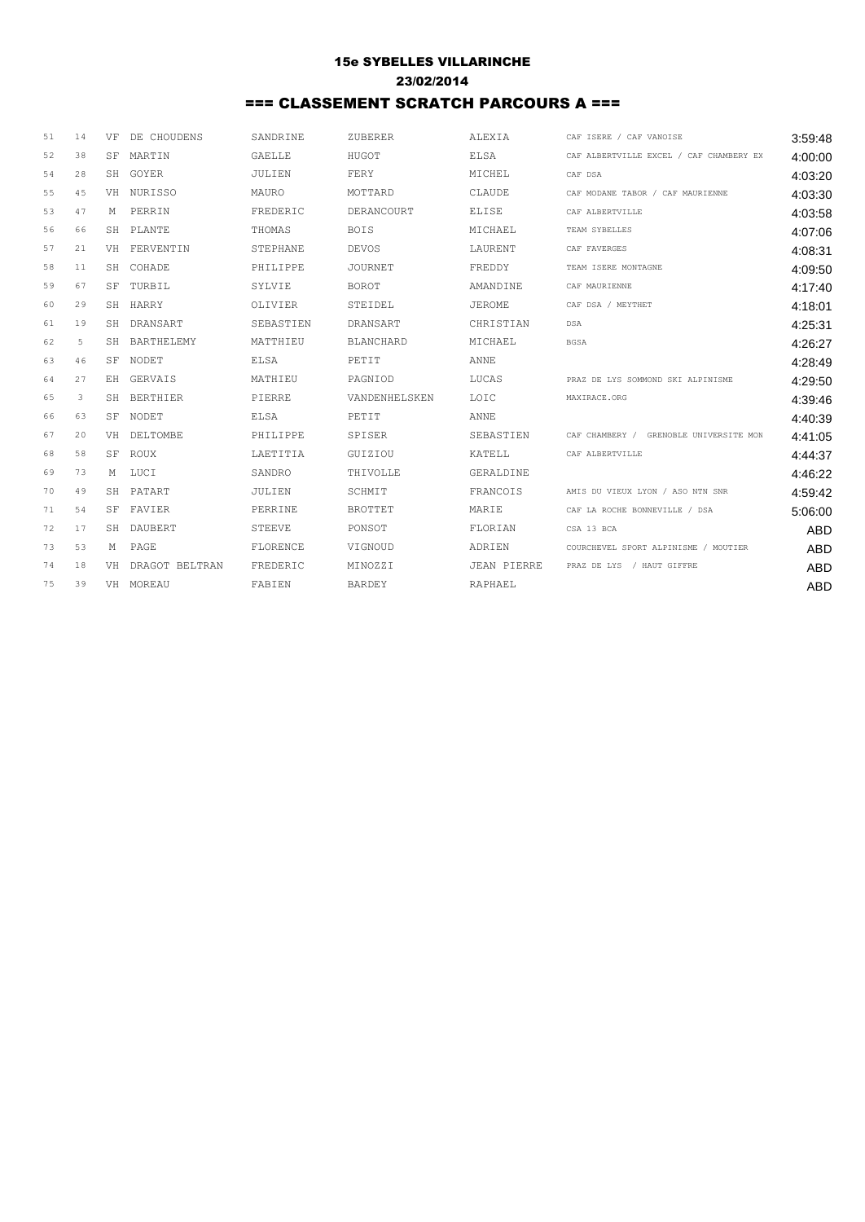# 15e SYBELLES VILLARINCHE

## 23/02/2014

## === CLASSEMENT SCRATCH PARCOURS A ===

| | | | | | | | | |
|---|---|---|---|---|---|---|---|---|
| 51 | 14 | VF | DE CHOUDENS | SANDRINE | ZUBERER | ALEXIA | CAF ISERE / CAF VANOISE | 3:59:48 |
| 52 | 38 | SF | MARTIN | GAELLE | HUGOT | ELSA | CAF ALBERTVILLE EXCEL / CAF CHAMBERY EX | 4:00:00 |
| 54 | 28 | SH | GOYER | JULIEN | FERY | MICHEL | CAF DSA | 4:03:20 |
| 55 | 45 | VH | NURISSO | MAURO | MOTTARD | CLAUDE | CAF MODANE TABOR / CAF MAURIENNE | 4:03:30 |
| 53 | 47 | M | PERRIN | FREDERIC | DERANCOURT | ELISE | CAF ALBERTVILLE | 4:03:58 |
| 56 | 66 | SH | PLANTE | THOMAS | BOIS | MICHAEL | TEAM SYBELLES | 4:07:06 |
| 57 | 21 | VH | FERVENTIN | STEPHANE | DEVOS | LAURENT | CAF FAVERGES | 4:08:31 |
| 58 | 11 | SH | COHADE | PHILIPPE | JOURNET | FREDDY | TEAM ISERE MONTAGNE | 4:09:50 |
| 59 | 67 | SF | TURBIL | SYLVIE | BOROT | AMANDINE | CAF MAURIENNE | 4:17:40 |
| 60 | 29 | SH | HARRY | OLIVIER | STEIDEL | JEROME | CAF DSA / MEYTHET | 4:18:01 |
| 61 | 19 | SH | DRANSART | SEBASTIEN | DRANSART | CHRISTIAN | DSA | 4:25:31 |
| 62 | 5 | SH | BARTHELEMY | MATTHIEU | BLANCHARD | MICHAEL | BGSA | 4:26:27 |
| 63 | 46 | SF | NODET | ELSA | PETIT | ANNE | | 4:28:49 |
| 64 | 27 | EH | GERVAIS | MATHIEU | PAGNIOD | LUCAS | PRAZ DE LYS SOMMOND SKI ALPINISME | 4:29:50 |
| 65 | 3 | SH | BERTHIER | PIERRE | VANDENHELSKEN | LOIC | MAXIRACE.ORG | 4:39:46 |
| 66 | 63 | SF | NODET | ELSA | PETIT | ANNE | | 4:40:39 |
| 67 | 20 | VH | DELTOMBE | PHILIPPE | SPISER | SEBASTIEN | CAF CHAMBERY / GRENOBLE UNIVERSITE MON | 4:41:05 |
| 68 | 58 | SF | ROUX | LAETITIA | GUIZIOU | KATELL | CAF ALBERTVILLE | 4:44:37 |
| 69 | 73 | M | LUCI | SANDRO | THIVOLLE | GERALDINE | | 4:46:22 |
| 70 | 49 | SH | PATART | JULIEN | SCHMIT | FRANCOIS | AMIS DU VIEUX LYON / ASO NTN SNR | 4:59:42 |
| 71 | 54 | SF | FAVIER | PERRINE | BROTTET | MARIE | CAF LA ROCHE BONNEVILLE / DSA | 5:06:00 |
| 72 | 17 | SH | DAUBERT | STEEVE | PONSOT | FLORIAN | CSA 13 BCA | ABD |
| 73 | 53 | M | PAGE | FLORENCE | VIGNOUD | ADRIEN | COURCHEVEL SPORT ALPINISME / MOUTIER | ABD |
| 74 | 18 | VH | DRAGOT BELTRAN | FREDERIC | MINOZZI | JEAN PIERRE | PRAZ DE LYS / HAUT GIFFRE | ABD |
| 75 | 39 | VH | MOREAU | FABIEN | BARDEY | RAPHAEL | | ABD |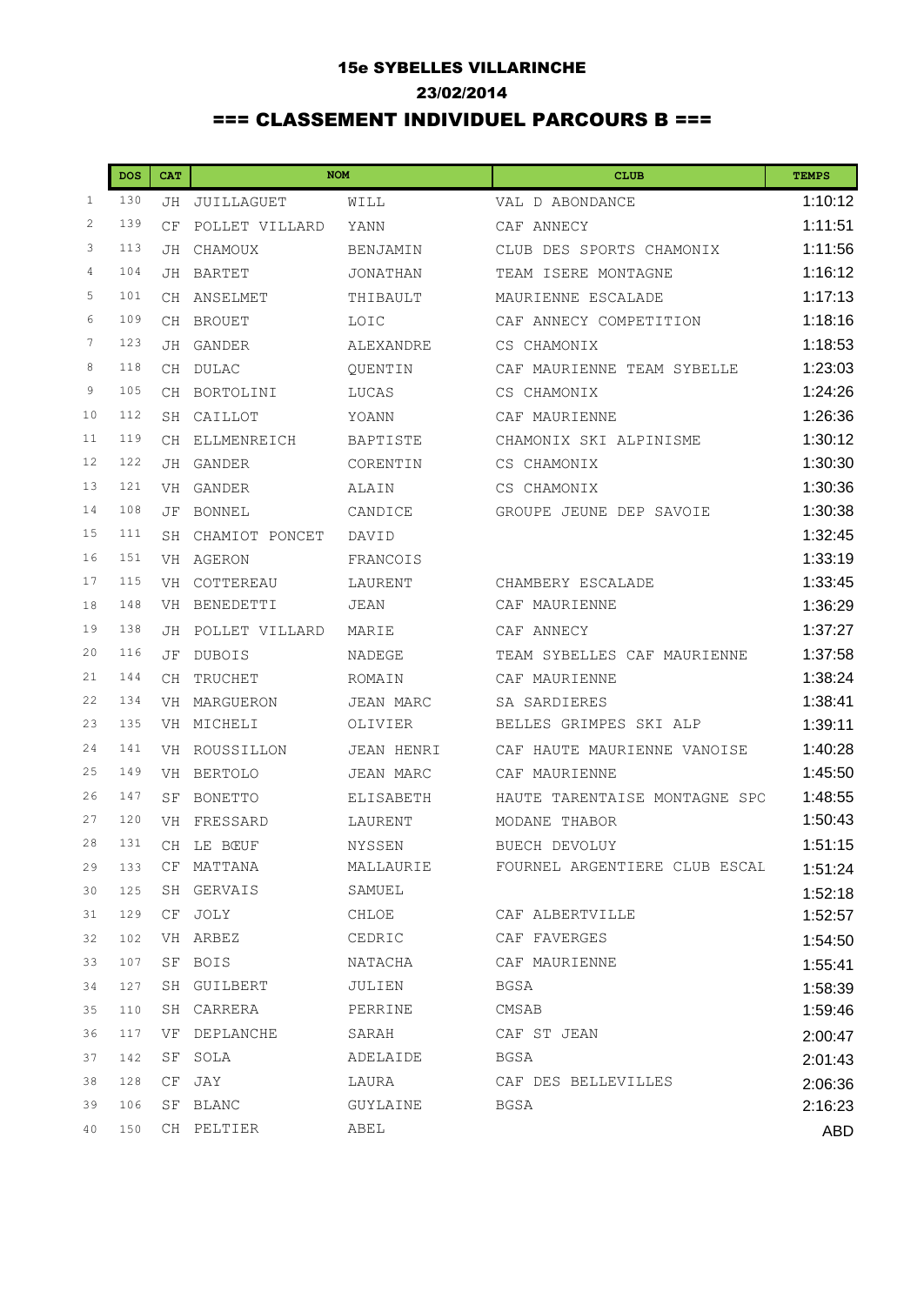# 15e SYBELLES VILLARINCHE

## 23/02/2014

## === CLASSEMENT INDIVIDUEL PARCOURS B ===

| | DOS | CAT | NOM | | CLUB | TEMPS |
|---|---|---|---|---|---|---|
| 1 | 130 | JH | JUILLAGUET | WILL | VAL D ABONDANCE | 1:10:12 |
| 2 | 139 | CF | POLLET VILLARD | YANN | CAF ANNECY | 1:11:51 |
| 3 | 113 | JH | CHAMOUX | BENJAMIN | CLUB DES SPORTS CHAMONIX | 1:11:56 |
| 4 | 104 | JH | BARTET | JONATHAN | TEAM ISERE MONTAGNE | 1:16:12 |
| 5 | 101 | CH | ANSELMET | THIBAULT | MAURIENNE ESCALADE | 1:17:13 |
| 6 | 109 | CH | BROUET | LOIC | CAF ANNECY COMPETITION | 1:18:16 |
| 7 | 123 | JH | GANDER | ALEXANDRE | CS CHAMONIX | 1:18:53 |
| 8 | 118 | CH | DULAC | QUENTIN | CAF MAURIENNE TEAM SYBELLE | 1:23:03 |
| 9 | 105 | CH | BORTOLINI | LUCAS | CS CHAMONIX | 1:24:26 |
| 10 | 112 | SH | CAILLOT | YOANN | CAF MAURIENNE | 1:26:36 |
| 11 | 119 | CH | ELLMENREICH | BAPTISTE | CHAMONIX SKI ALPINISME | 1:30:12 |
| 12 | 122 | JH | GANDER | CORENTIN | CS CHAMONIX | 1:30:30 |
| 13 | 121 | VH | GANDER | ALAIN | CS CHAMONIX | 1:30:36 |
| 14 | 108 | JF | BONNEL | CANDICE | GROUPE JEUNE DEP SAVOIE | 1:30:38 |
| 15 | 111 | SH | CHAMIOT PONCET | DAVID | | 1:32:45 |
| 16 | 151 | VH | AGERON | FRANCOIS | | 1:33:19 |
| 17 | 115 | VH | COTTEREAU | LAURENT | CHAMBERY ESCALADE | 1:33:45 |
| 18 | 148 | VH | BENEDETTI | JEAN | CAF MAURIENNE | 1:36:29 |
| 19 | 138 | JH | POLLET VILLARD | MARIE | CAF ANNECY | 1:37:27 |
| 20 | 116 | JF | DUBOIS | NADEGE | TEAM SYBELLES CAF MAURIENNE | 1:37:58 |
| 21 | 144 | CH | TRUCHET | ROMAIN | CAF MAURIENNE | 1:38:24 |
| 22 | 134 | VH | MARGUERON | JEAN MARC | SA SARDIERES | 1:38:41 |
| 23 | 135 | VH | MICHELI | OLIVIER | BELLES GRIMPES SKI ALP | 1:39:11 |
| 24 | 141 | VH | ROUSSILLON | JEAN HENRI | CAF HAUTE MAURIENNE VANOISE | 1:40:28 |
| 25 | 149 | VH | BERTOLO | JEAN MARC | CAF MAURIENNE | 1:45:50 |
| 26 | 147 | SF | BONETTO | ELISABETH | HAUTE TARENTAISE MONTAGNE SPC | 1:48:55 |
| 27 | 120 | VH | FRESSARD | LAURENT | MODANE THABOR | 1:50:43 |
| 28 | 131 | CH | LE BŒUF | NYSSEN | BUECH DEVOLUY | 1:51:15 |
| 29 | 133 | CF | MATTANA | MALLAURIE | FOURNEL ARGENTIERE CLUB ESCAL | 1:51:24 |
| 30 | 125 | SH | GERVAIS | SAMUEL | | 1:52:18 |
| 31 | 129 | CF | JOLY | CHLOE | CAF ALBERTVILLE | 1:52:57 |
| 32 | 102 | VH | ARBEZ | CEDRIC | CAF FAVERGES | 1:54:50 |
| 33 | 107 | SF | BOIS | NATACHA | CAF MAURIENNE | 1:55:41 |
| 34 | 127 | SH | GUILBERT | JULIEN | BGSA | 1:58:39 |
| 35 | 110 | SH | CARRERA | PERRINE | CMSAB | 1:59:46 |
| 36 | 117 | VF | DEPLANCHE | SARAH | CAF ST JEAN | 2:00:47 |
| 37 | 142 | SF | SOLA | ADELAIDE | BGSA | 2:01:43 |
| 38 | 128 | CF | JAY | LAURA | CAF DES BELLEVILLES | 2:06:36 |
| 39 | 106 | SF | BLANC | GUYLAINE | BGSA | 2:16:23 |
| 40 | 150 | CH | PELTIER | ABEL | | ABD |